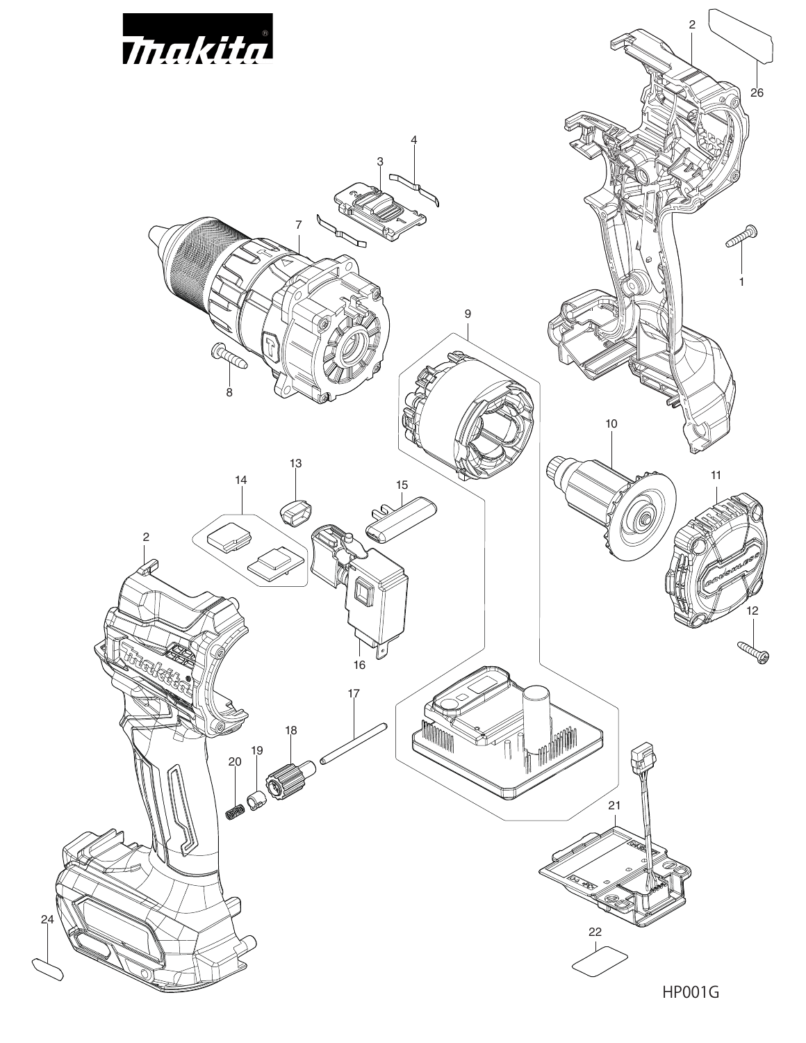HP001G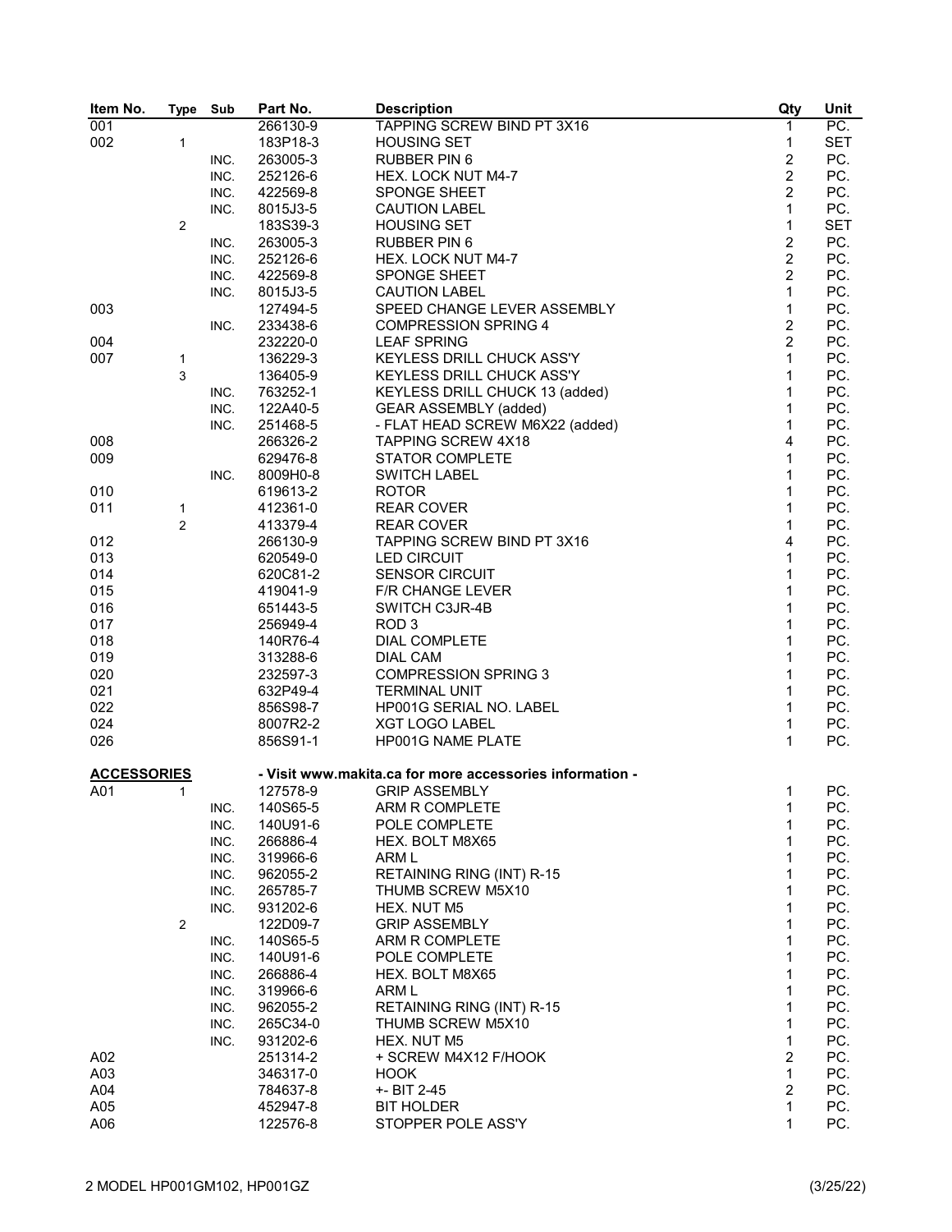| Item No. | Type | Sub | Part No. | Description | Qty | Unit |
|---|---|---|---|---|---|---|
| 001 | | | 266130-9 | TAPPING SCREW BIND PT 3X16 | 1 | PC. |
| 002 | 1 | | 183P18-3 | HOUSING SET | 1 | SET |
| | | INC. | 263005-3 | RUBBER PIN 6 | 2 | PC. |
| | | INC. | 252126-6 | HEX. LOCK NUT M4-7 | 2 | PC. |
| | | INC. | 422569-8 | SPONGE SHEET | 2 | PC. |
| | | INC. | 8015J3-5 | CAUTION LABEL | 1 | PC. |
| | 2 | | 183S39-3 | HOUSING SET | 1 | SET |
| | | INC. | 263005-3 | RUBBER PIN 6 | 2 | PC. |
| | | INC. | 252126-6 | HEX. LOCK NUT M4-7 | 2 | PC. |
| | | INC. | 422569-8 | SPONGE SHEET | 2 | PC. |
| | | INC. | 8015J3-5 | CAUTION LABEL | 1 | PC. |
| 003 | | | 127494-5 | SPEED CHANGE LEVER ASSEMBLY | 1 | PC. |
| | | INC. | 233438-6 | COMPRESSION SPRING 4 | 2 | PC. |
| 004 | | | 232220-0 | LEAF SPRING | 2 | PC. |
| 007 | 1 | | 136229-3 | KEYLESS DRILL CHUCK ASS'Y | 1 | PC. |
| | 3 | | 136405-9 | KEYLESS DRILL CHUCK ASS'Y | 1 | PC. |
| | | INC. | 763252-1 | KEYLESS DRILL CHUCK 13 (added) | 1 | PC. |
| | | INC. | 122A40-5 | GEAR ASSEMBLY (added) | 1 | PC. |
| | | INC. | 251468-5 | - FLAT HEAD SCREW M6X22 (added) | 1 | PC. |
| 008 | | | 266326-2 | TAPPING SCREW 4X18 | 4 | PC. |
| 009 | | | 629476-8 | STATOR COMPLETE | 1 | PC. |
| | | INC. | 8009H0-8 | SWITCH LABEL | 1 | PC. |
| 010 | | | 619613-2 | ROTOR | 1 | PC. |
| 011 | 1 | | 412361-0 | REAR COVER | 1 | PC. |
| | 2 | | 413379-4 | REAR COVER | 1 | PC. |
| 012 | | | 266130-9 | TAPPING SCREW BIND PT 3X16 | 4 | PC. |
| 013 | | | 620549-0 | LED CIRCUIT | 1 | PC. |
| 014 | | | 620C81-2 | SENSOR CIRCUIT | 1 | PC. |
| 015 | | | 419041-9 | F/R CHANGE LEVER | 1 | PC. |
| 016 | | | 651443-5 | SWITCH C3JR-4B | 1 | PC. |
| 017 | | | 256949-4 | ROD 3 | 1 | PC. |
| 018 | | | 140R76-4 | DIAL COMPLETE | 1 | PC. |
| 019 | | | 313288-6 | DIAL CAM | 1 | PC. |
| 020 | | | 232597-3 | COMPRESSION SPRING 3 | 1 | PC. |
| 021 | | | 632P49-4 | TERMINAL UNIT | 1 | PC. |
| 022 | | | 856S98-7 | HP001G SERIAL NO. LABEL | 1 | PC. |
| 024 | | | 8007R2-2 | XGT LOGO LABEL | 1 | PC. |
| 026 | | | 856S91-1 | HP001G NAME PLATE | 1 | PC. |

**ACCESSORIES** - Visit www.makita.ca for more accessories information -

| Item No. | Type | Sub | Part No. | Description | Qty | Unit |
|---|---|---|---|---|---|---|
| A01 | 1 | | 127578-9 | GRIP ASSEMBLY | 1 | PC. |
| | | INC. | 140S65-5 | ARM R COMPLETE | 1 | PC. |
| | | INC. | 140U91-6 | POLE COMPLETE | 1 | PC. |
| | | INC. | 266886-4 | HEX. BOLT M8X65 | 1 | PC. |
| | | INC. | 319966-6 | ARM L | 1 | PC. |
| | | INC. | 962055-2 | RETAINING RING (INT) R-15 | 1 | PC. |
| | | INC. | 265785-7 | THUMB SCREW M5X10 | 1 | PC. |
| | | INC. | 931202-6 | HEX. NUT M5 | 1 | PC. |
| | 2 | | 122D09-7 | GRIP ASSEMBLY | 1 | PC. |
| | | INC. | 140S65-5 | ARM R COMPLETE | 1 | PC. |
| | | INC. | 140U91-6 | POLE COMPLETE | 1 | PC. |
| | | INC. | 266886-4 | HEX. BOLT M8X65 | 1 | PC. |
| | | INC. | 319966-6 | ARM L | 1 | PC. |
| | | INC. | 962055-2 | RETAINING RING (INT) R-15 | 1 | PC. |
| | | INC. | 265C34-0 | THUMB SCREW M5X10 | 1 | PC. |
| | | INC. | 931202-6 | HEX. NUT M5 | 1 | PC. |
| A02 | | | 251314-2 | + SCREW M4X12 F/HOOK | 2 | PC. |
| A03 | | | 346317-0 | HOOK | 1 | PC. |
| A04 | | | 784637-8 | +- BIT 2-45 | 2 | PC. |
| A05 | | | 452947-8 | BIT HOLDER | 1 | PC. |
| A06 | | | 122576-8 | STOPPER POLE ASS'Y | 1 | PC. |

2 MODEL HP001GM102, HP001GZ (3/25/22)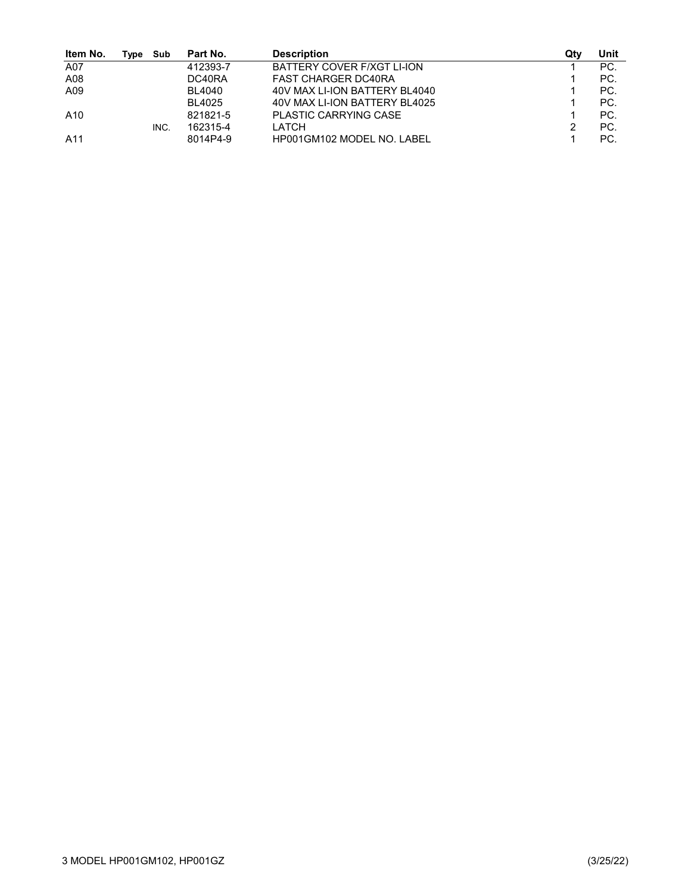| Item No. | Type | Sub | Part No. | Description | Qty | Unit |
|---|---|---|---|---|---|---|
| A07 | | | 412393-7 | BATTERY COVER F/XGT LI-ION | 1 | PC. |
| A08 | | | DC40RA | FAST CHARGER DC40RA | 1 | PC. |
| A09 | | | BL4040 | 40V MAX LI-ION BATTERY BL4040 | 1 | PC. |
| | | | BL4025 | 40V MAX LI-ION BATTERY BL4025 | 1 | PC. |
| A10 | | | 821821-5 | PLASTIC CARRYING CASE | 1 | PC. |
| | | INC. | 162315-4 | LATCH | 2 | PC. |
| A11 | | | 8014P4-9 | HP001GM102 MODEL NO. LABEL | 1 | PC. |

3 MODEL HP001GM102, HP001GZ (3/25/22)